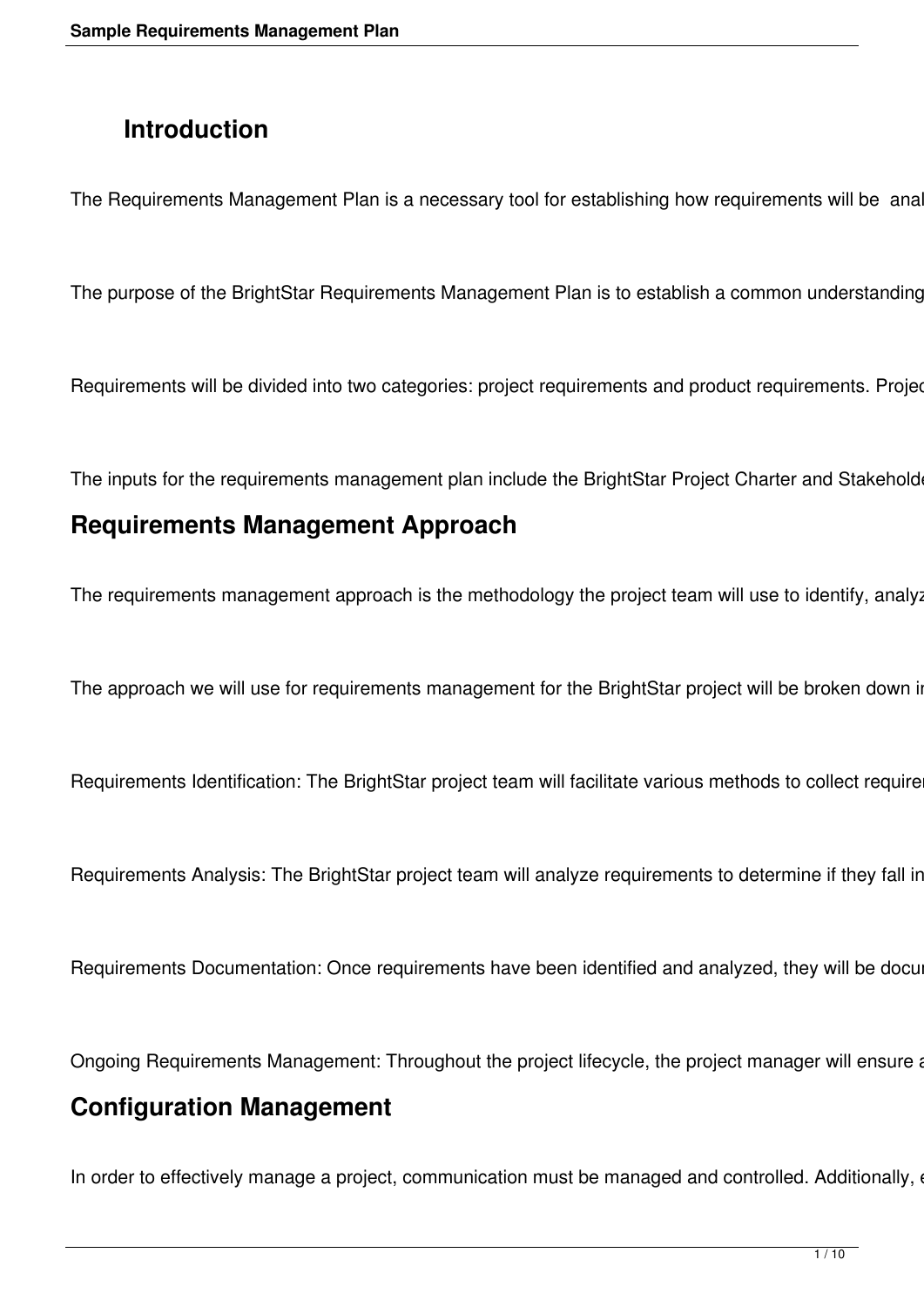## Introduction

The Requirements Management Plan is a necessary tool for establishing how requirements will be anal

The purpose of the BrightStar Requirements Management Plan is to establish a common understanding

Requirements will be divided into two categories: project requirements and product requirements. Projec

The inputs for the requirements management plan include the BrightStar Project Charter and Stakeholde

# Requirements Management Approach

The requirements management approach is the methodology the project team will use to identify, analyz

The approach we will use for requirements management for the BrightStar project will be broken down in

Requirements Identification: The BrightStar project team will facilitate various methods to collect requirem

Requirements Analysis: The BrightStar project team will analyze requirements to determine if they fall in

Requirements Documentation: Once requirements have been identified and analyzed, they will be docu

Ongoing Requirements Management: Throughout the project lifecycle, the project manager will ensure a

# Configuration Management

In order to effectively manage a project, communication must be managed and controlled. Additionally, e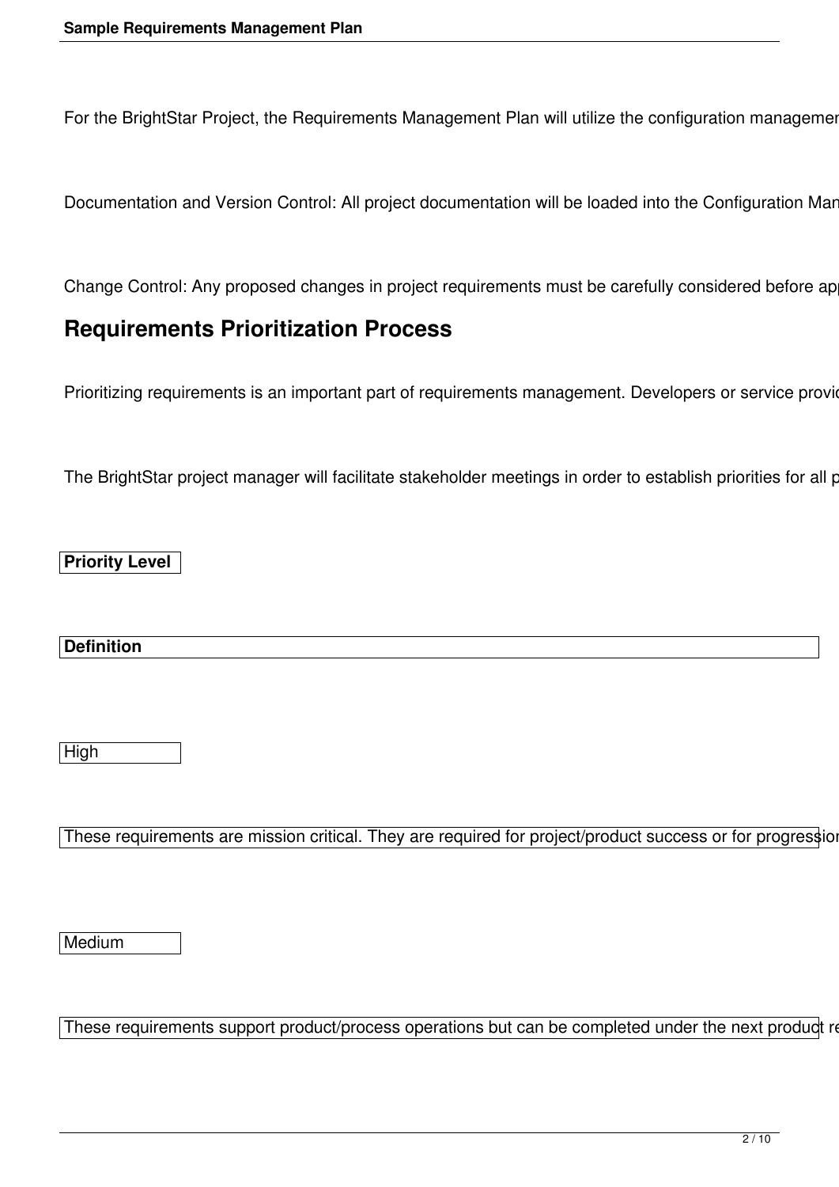For the BrightStar Project, the Requirements Management Plan will utilize the configuration managemen

Documentation and Version Control: All project documentation will be loaded into the Configuration Man

Change Control: Any proposed changes in project requirements must be carefully considered before ap

## Requirements Prioritization Process

Prioritizing requirements is an important part of requirements management. Developers or service provid

The BrightStar project manager will facilitate stakeholder meetings in order to establish priorities for all p

| Priority Level | Definition |
| --- | --- |
| High | These requirements are mission critical. They are required for project/product success or for progressio |
| Medium | These requirements support product/process operations but can be completed under the next product r |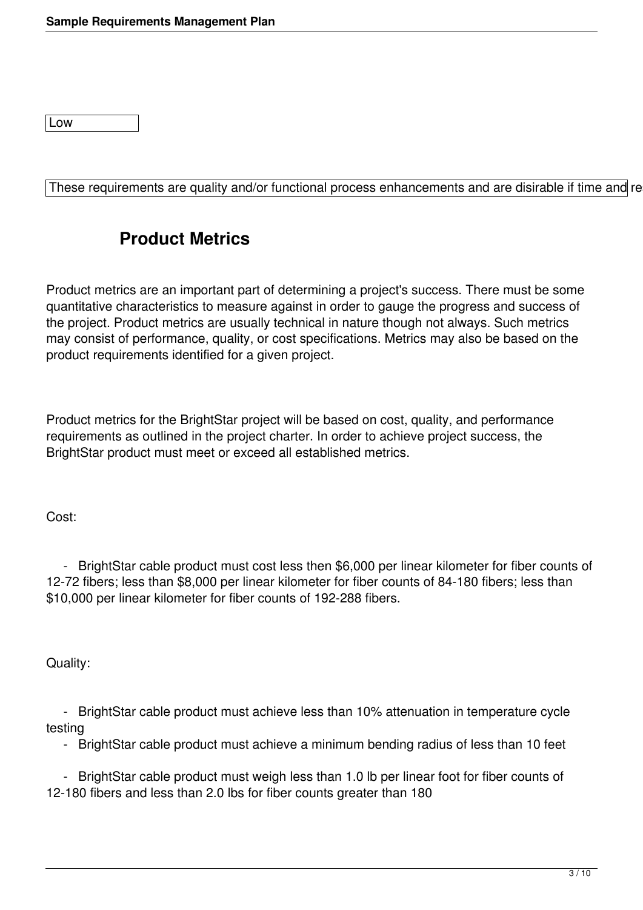Low

These requirements are quality and/or functional process enhancements and are disirable if time and re

## Product Metrics

Product metrics are an important part of determining a project's success. There must be some quantitative characteristics to measure against in order to gauge the progress and success of the project. Product metrics are usually technical in nature though not always. Such metrics may consist of performance, quality, or cost specifications. Metrics may also be based on the product requirements identified for a given project.

Product metrics for the BrightStar project will be based on cost, quality, and performance requirements as outlined in the project charter. In order to achieve project success, the BrightStar product must meet or exceed all established metrics.

Cost:

- BrightStar cable product must cost less then $6,000 per linear kilometer for fiber counts of 12-72 fibers; less than $8,000 per linear kilometer for fiber counts of 84-180 fibers; less than $10,000 per linear kilometer for fiber counts of 192-288 fibers.

Quality:

- BrightStar cable product must achieve less than 10% attenuation in temperature cycle testing
- BrightStar cable product must achieve a minimum bending radius of less than 10 feet
- BrightStar cable product must weigh less than 1.0 lb per linear foot for fiber counts of 12-180 fibers and less than 2.0 lbs for fiber counts greater than 180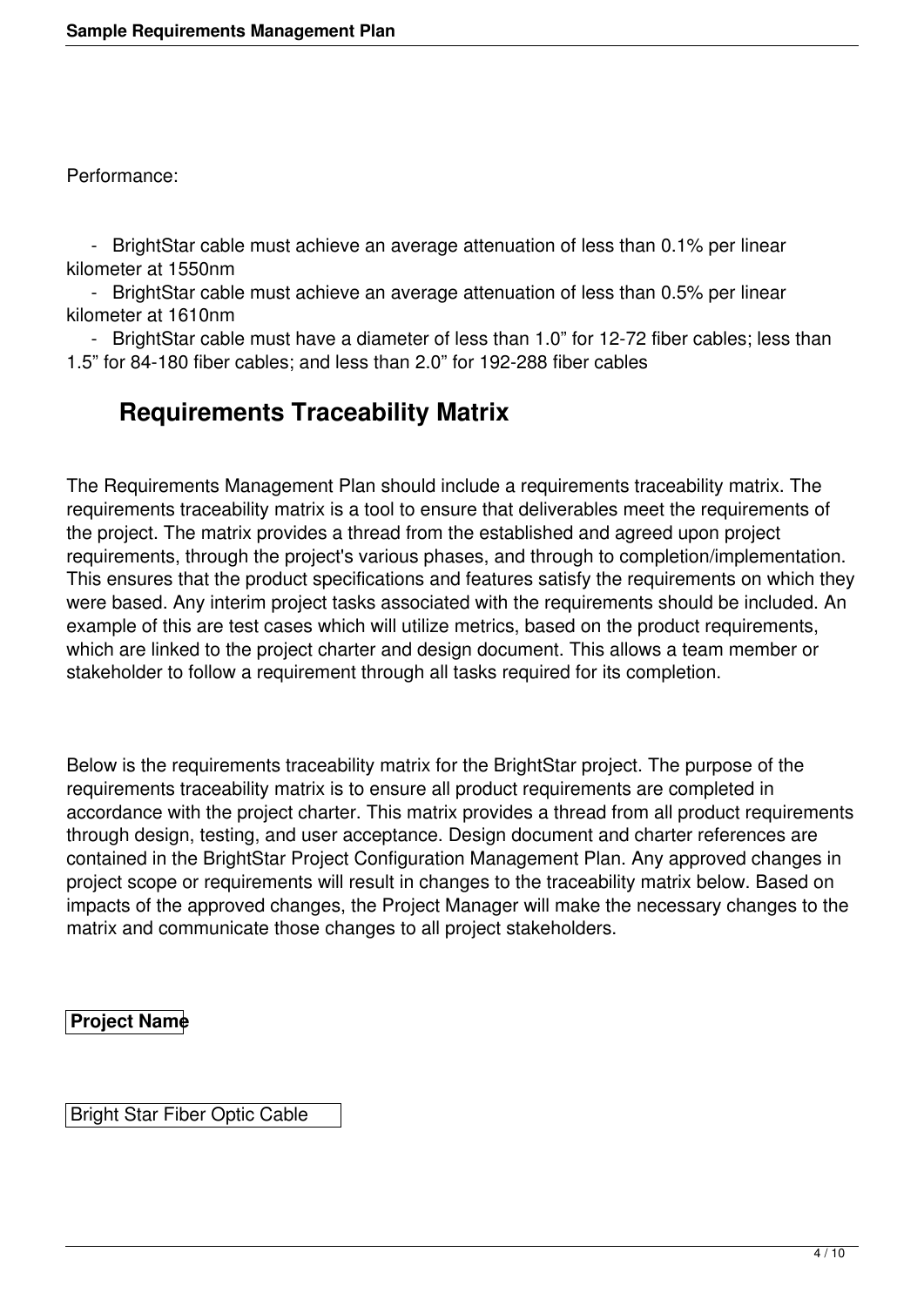Performance:

- BrightStar cable must achieve an average attenuation of less than 0.1% per linear kilometer at 1550nm
- BrightStar cable must achieve an average attenuation of less than 0.5% per linear kilometer at 1610nm
- BrightStar cable must have a diameter of less than 1.0” for 12-72 fiber cables; less than 1.5” for 84-180 fiber cables; and less than 2.0” for 192-288 fiber cables

## Requirements Traceability Matrix

The Requirements Management Plan should include a requirements traceability matrix. The requirements traceability matrix is a tool to ensure that deliverables meet the requirements of the project. The matrix provides a thread from the established and agreed upon project requirements, through the project's various phases, and through to completion/implementation. This ensures that the product specifications and features satisfy the requirements on which they were based. Any interim project tasks associated with the requirements should be included. An example of this are test cases which will utilize metrics, based on the product requirements, which are linked to the project charter and design document. This allows a team member or stakeholder to follow a requirement through all tasks required for its completion.

Below is the requirements traceability matrix for the BrightStar project. The purpose of the requirements traceability matrix is to ensure all product requirements are completed in accordance with the project charter. This matrix provides a thread from all product requirements through design, testing, and user acceptance. Design document and charter references are contained in the BrightStar Project Configuration Management Plan. Any approved changes in project scope or requirements will result in changes to the traceability matrix below. Based on impacts of the approved changes, the Project Manager will make the necessary changes to the matrix and communicate those changes to all project stakeholders.

| **Project Name** |
| --- |
| Bright Star Fiber Optic Cable |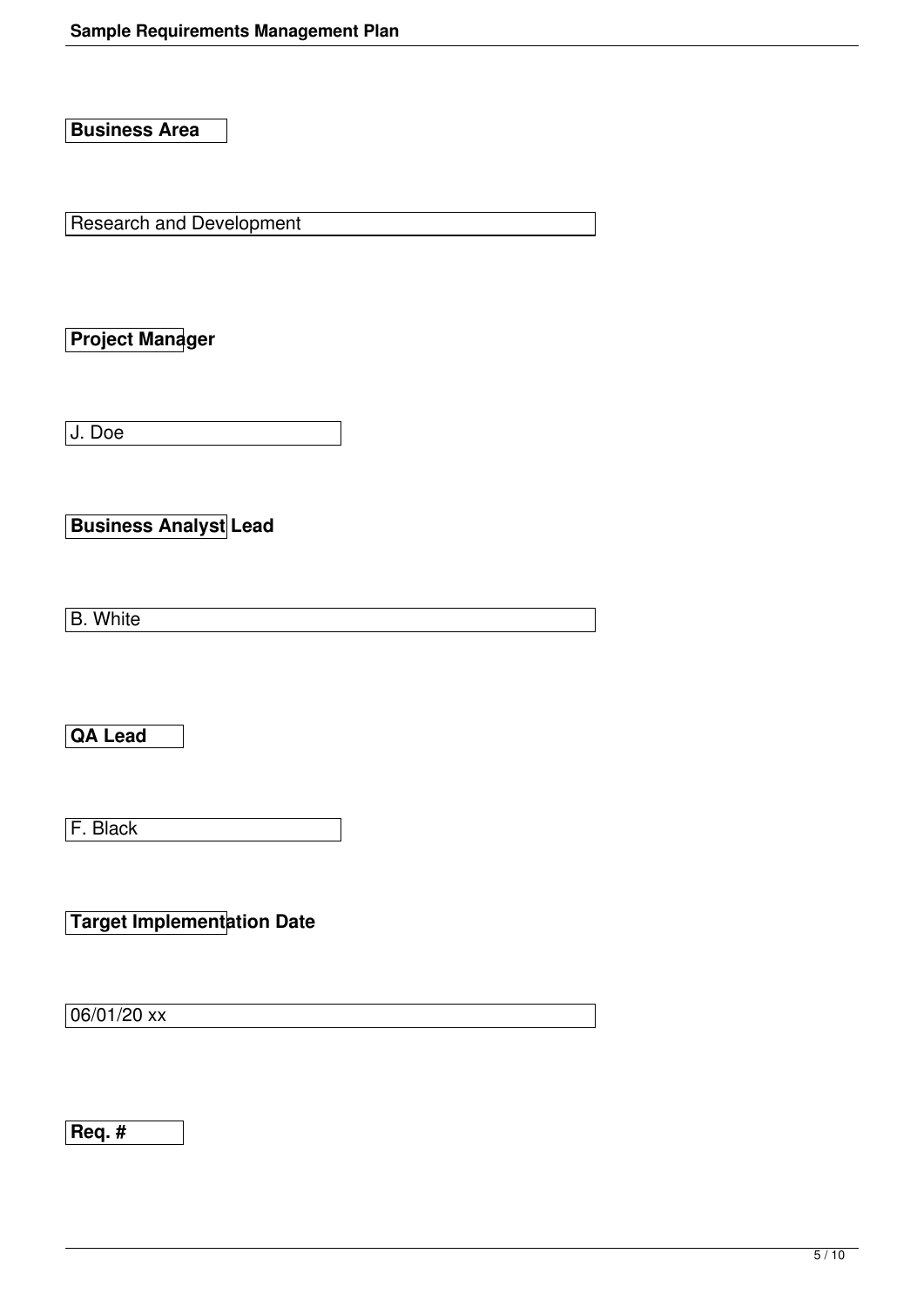**Business Area**

Research and Development

**Project Manager**

J. Doe

**Business Analyst Lead**

B. White

**QA Lead**

F. Black

**Target Implementation Date**

06/01/20 xx

**Req. #**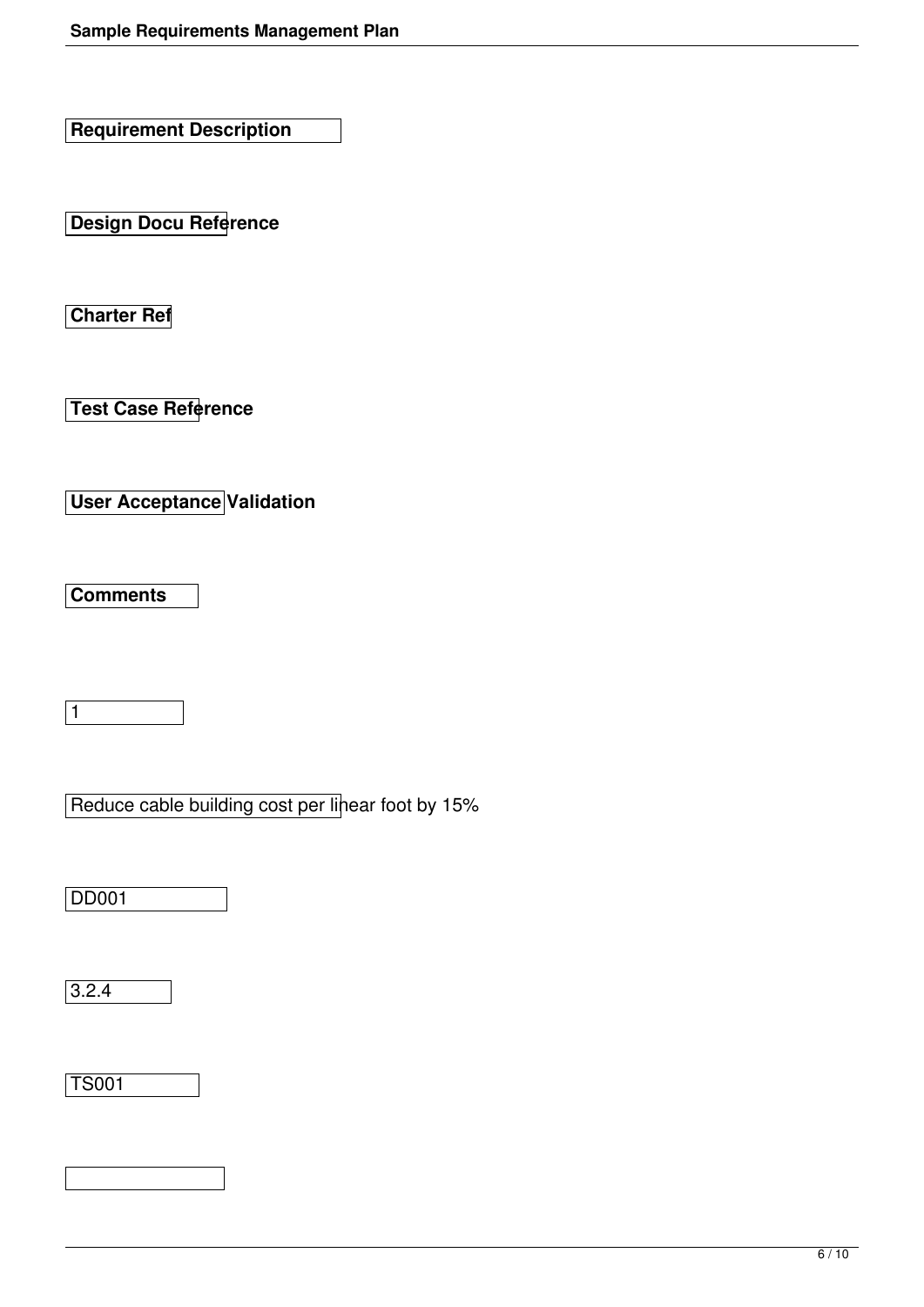| Requirement Description | Design Docu Reference | Charter Ref | Test Case Reference | User Acceptance Validation | Comments |
| --- | --- | --- | --- | --- | --- |
| 1 | Reduce cable building cost per linear foot by 15% | DD001 | 3.2.4 | TS001 | |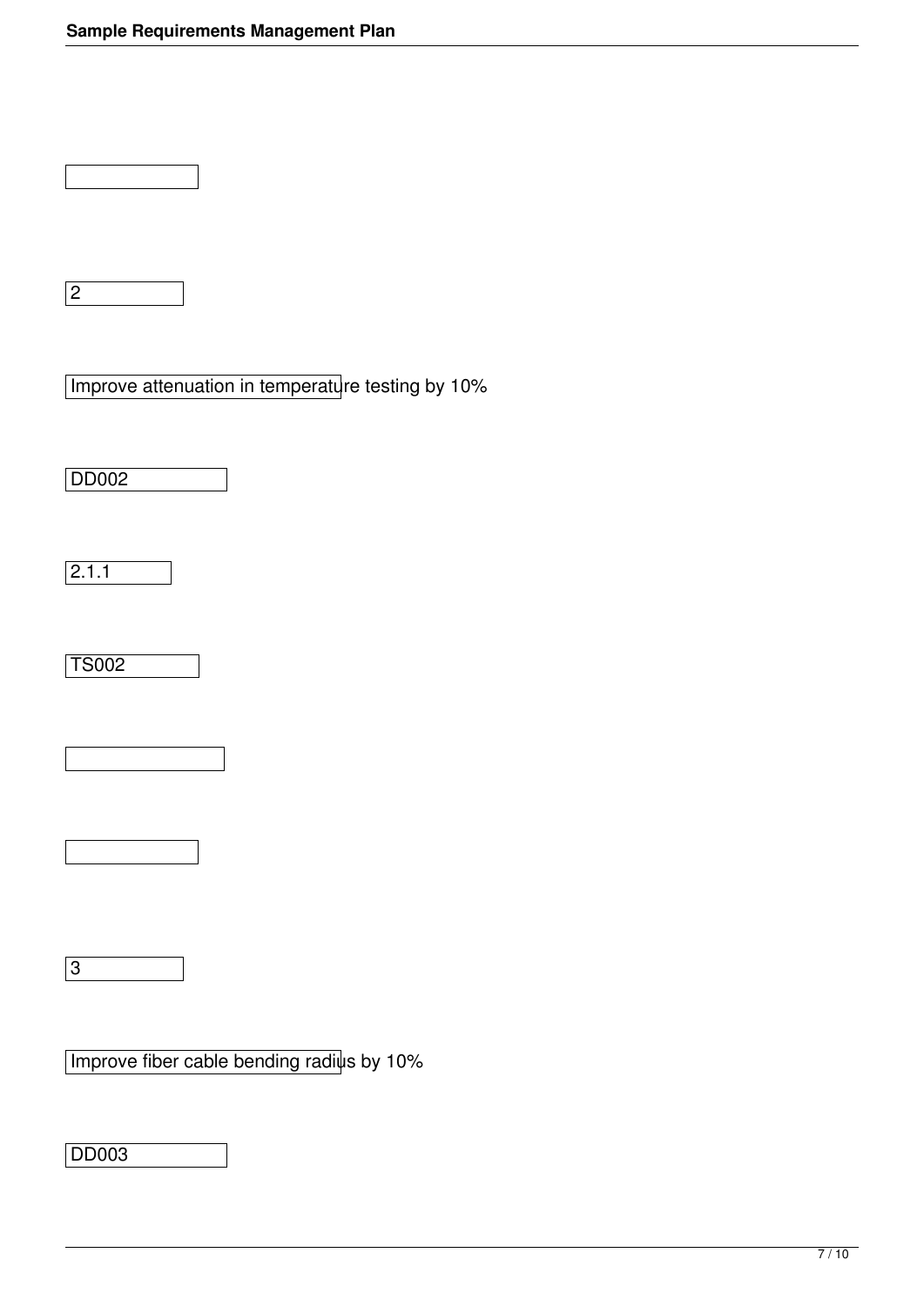2

Improve attenuation in temperature testing by 10%

DD002

2.1.1

TS002

3

Improve fiber cable bending radius by 10%

DD003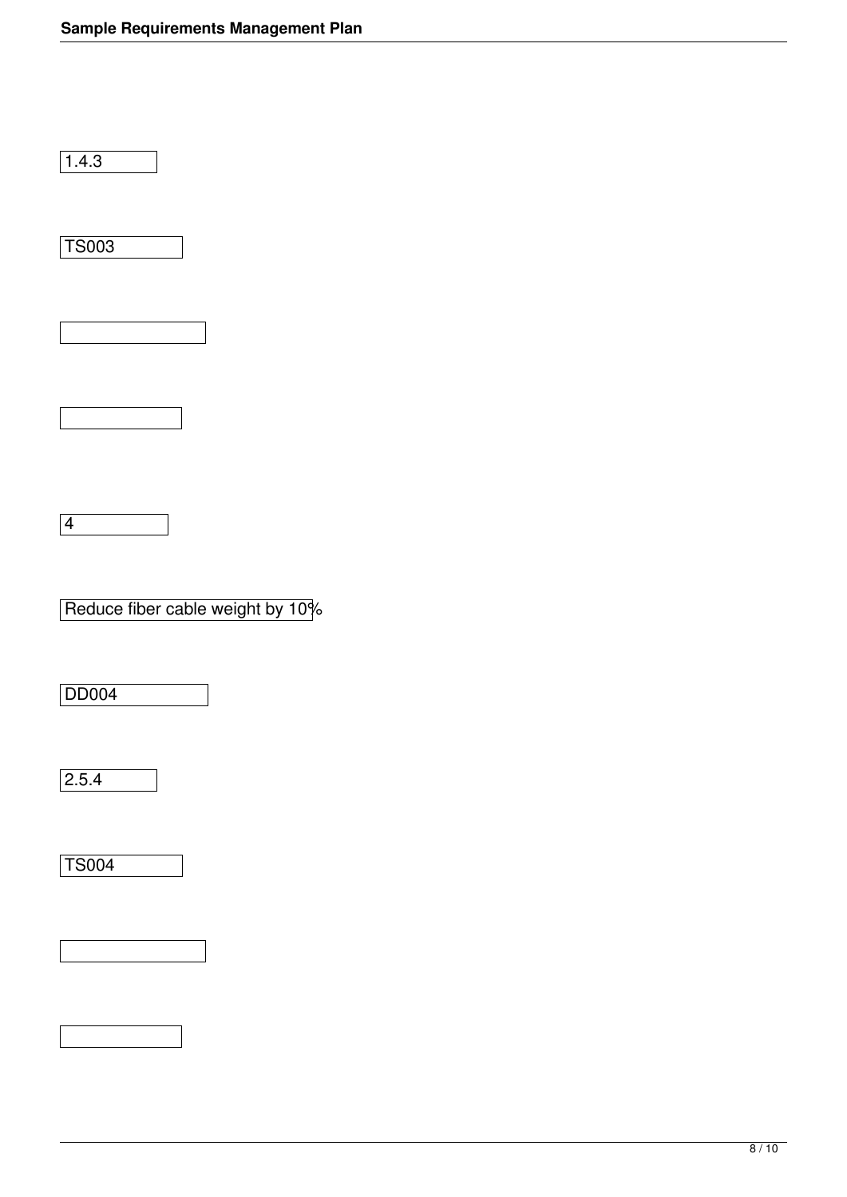1.4.3

TS003

4

Reduce fiber cable weight by 10%

DD004

2.5.4

TS004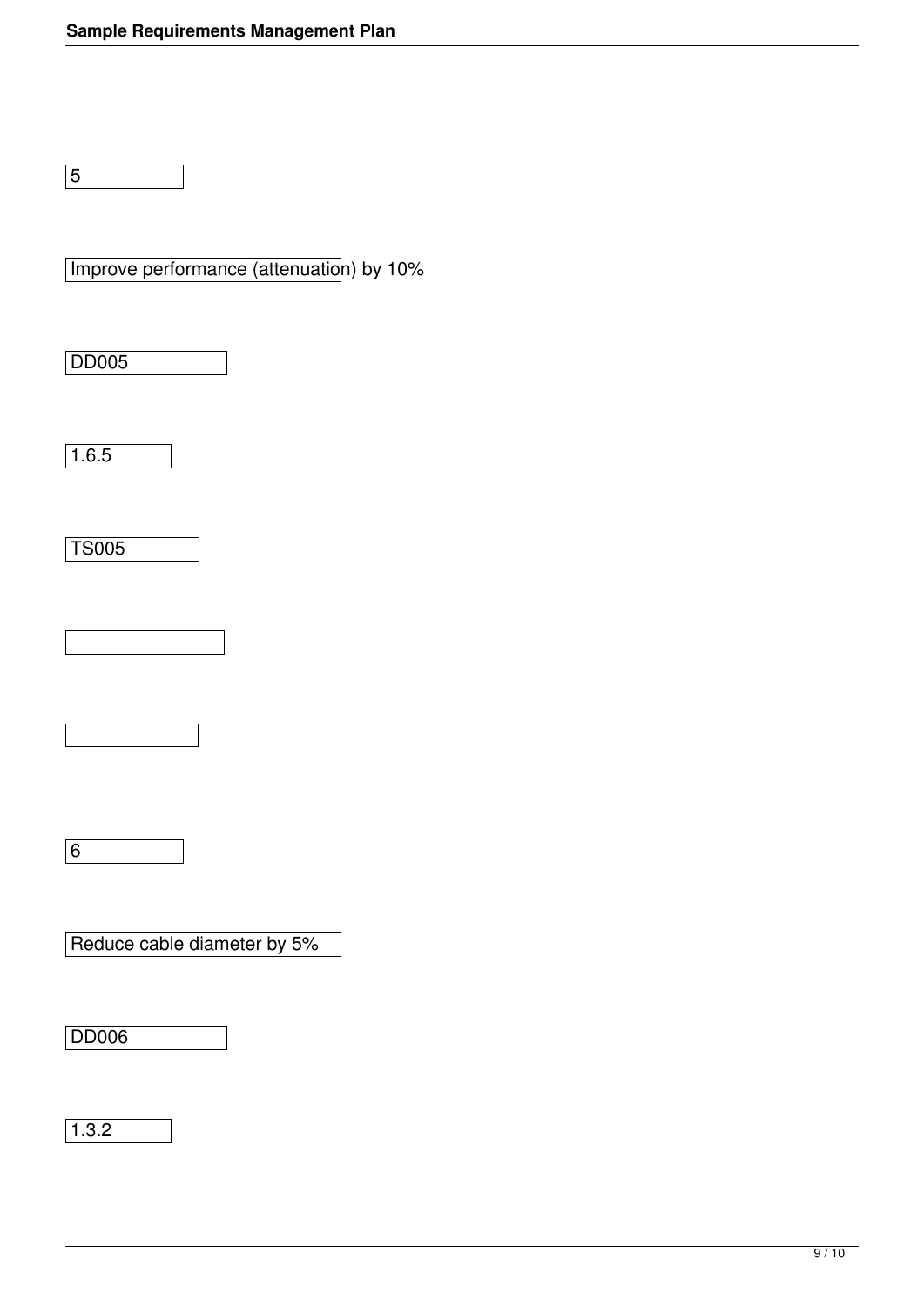5

Improve performance (attenuation) by 10%

DD005

1.6.5

TS005

6

Reduce cable diameter by 5%

DD006

1.3.2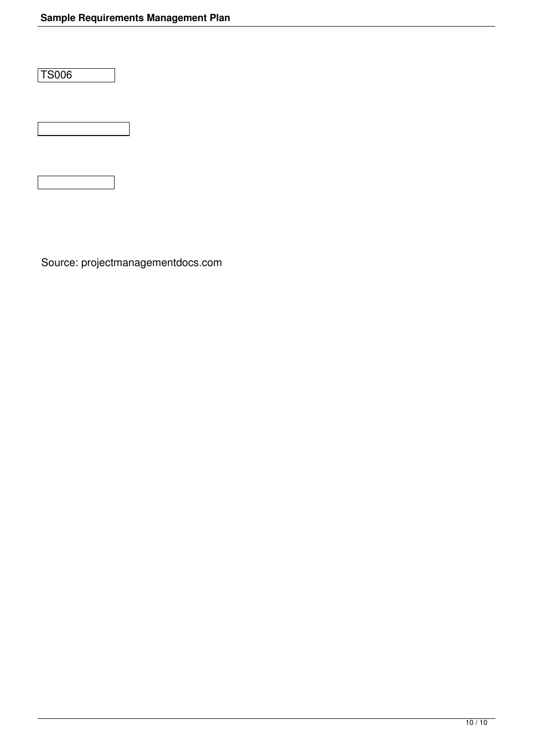TS006

Source: projectmanagementdocs.com